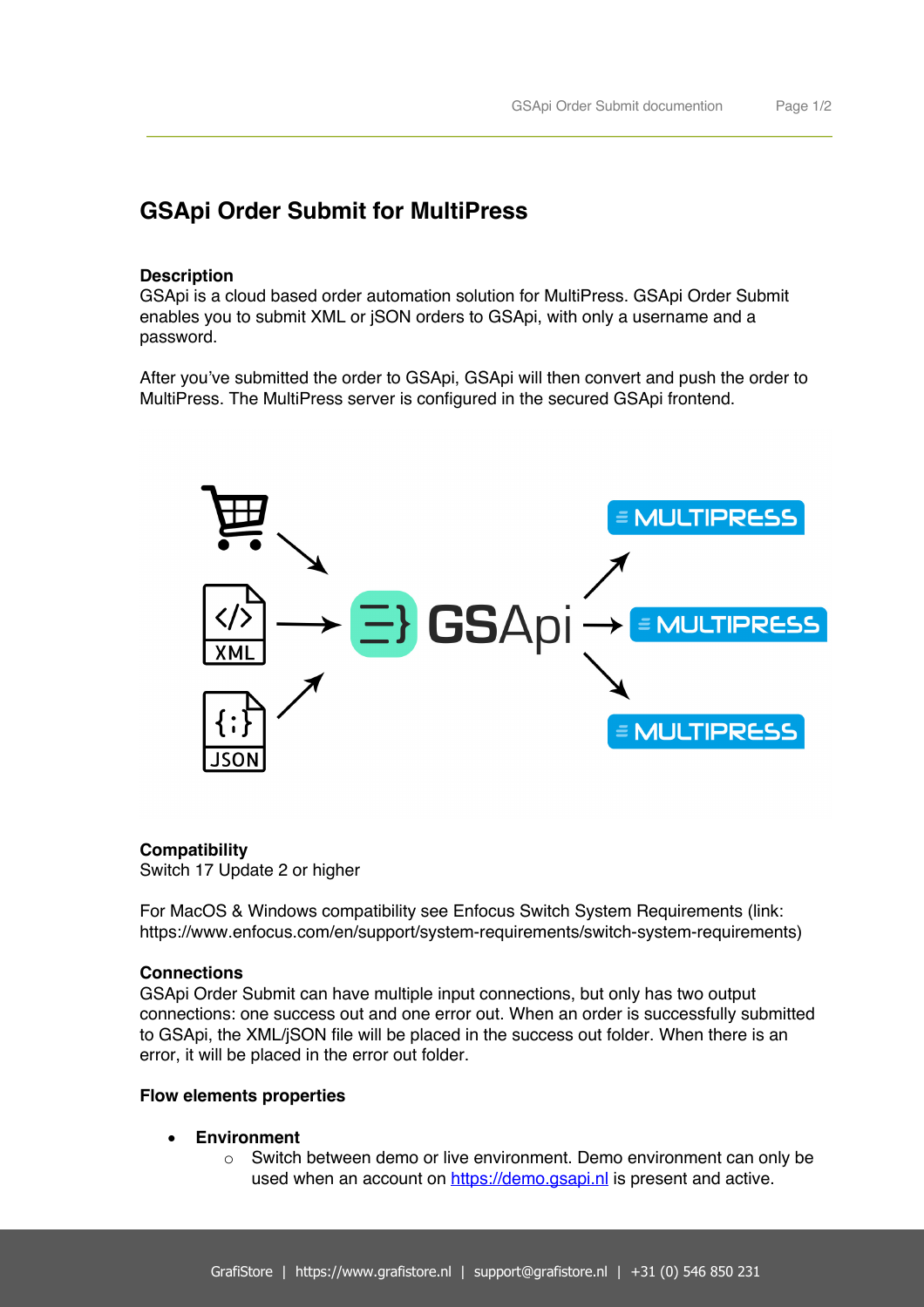# GSApi Order Submit for MultiPress

**Description**
GSApi is a cloud based order automation solution for MultiPress. GSApi Order Submit enables you to submit XML or jSON orders to GSApi, with only a username and a password.

After you've submitted the order to GSApi, GSApi will then convert and push the order to MultiPress. The MultiPress server is configured in the secured GSApi frontend.

**Compatibility**
Switch 17 Update 2 or higher

For MacOS & Windows compatibility see Enfocus Switch System Requirements (link: https://www.enfocus.com/en/support/system-requirements/switch-system-requirements)

**Connections**
GSApi Order Submit can have multiple input connections, but only has two output connections: one success out and one error out. When an order is successfully submitted to GSApi, the XML/jSON file will be placed in the success out folder. When there is an error, it will be placed in the error out folder.

**Flow elements properties**

- **Environment**
  - Switch between demo or live environment. Demo environment can only be used when an account on [https://demo.gsapi.nl](https://demo.gsapi.nl) is present and active.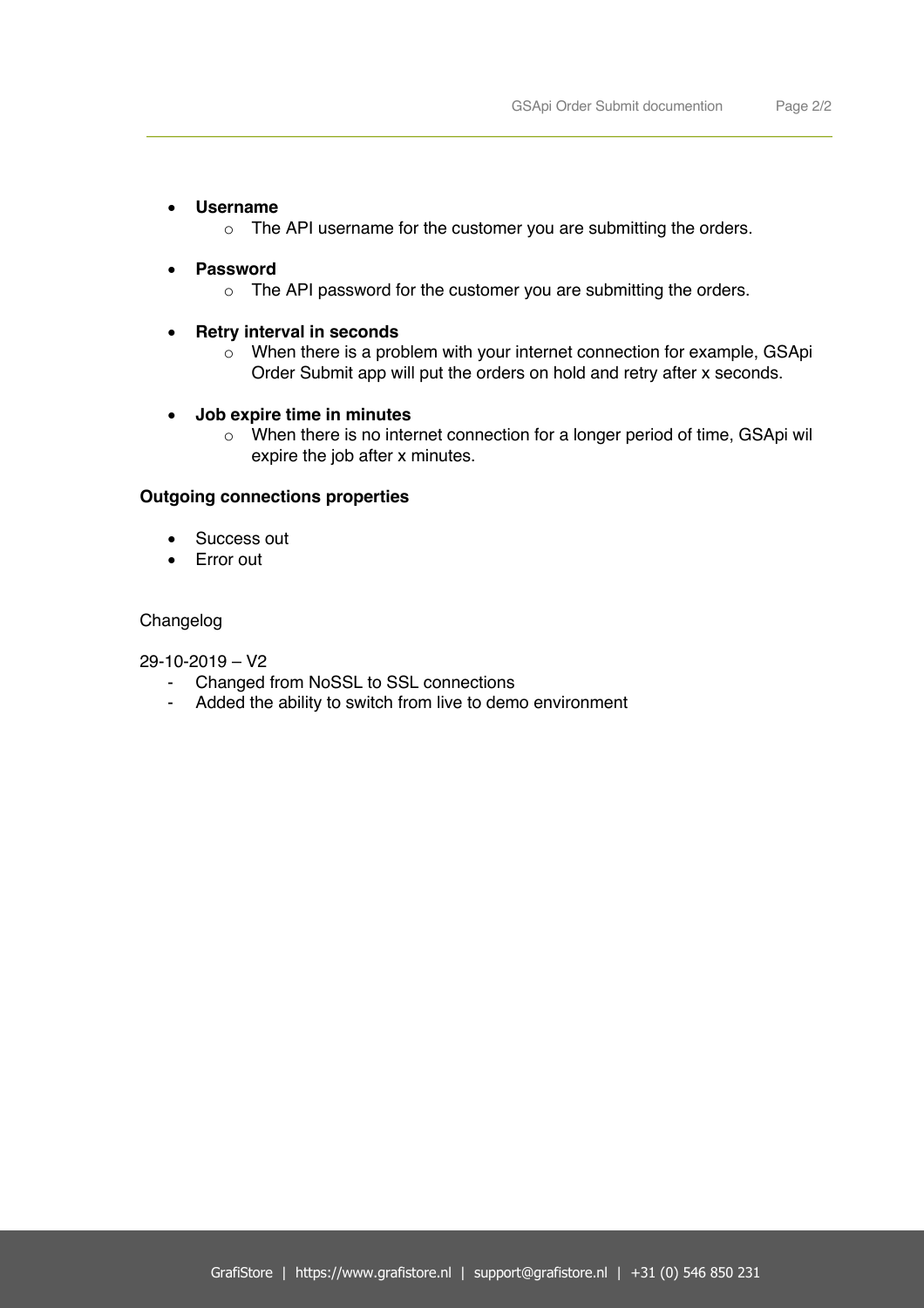- **Username**
  - The API username for the customer you are submitting the orders.

- **Password**
  - The API password for the customer you are submitting the orders.

- **Retry interval in seconds**
  - When there is a problem with your internet connection for example, GSApi Order Submit app will put the orders on hold and retry after x seconds.

- **Job expire time in minutes**
  - When there is no internet connection for a longer period of time, GSApi wil expire the job after x minutes.

**Outgoing connections properties**

- Success out
- Error out

Changelog

29-10-2019 – V2

- Changed from NoSSL to SSL connections
- Added the ability to switch from live to demo environment